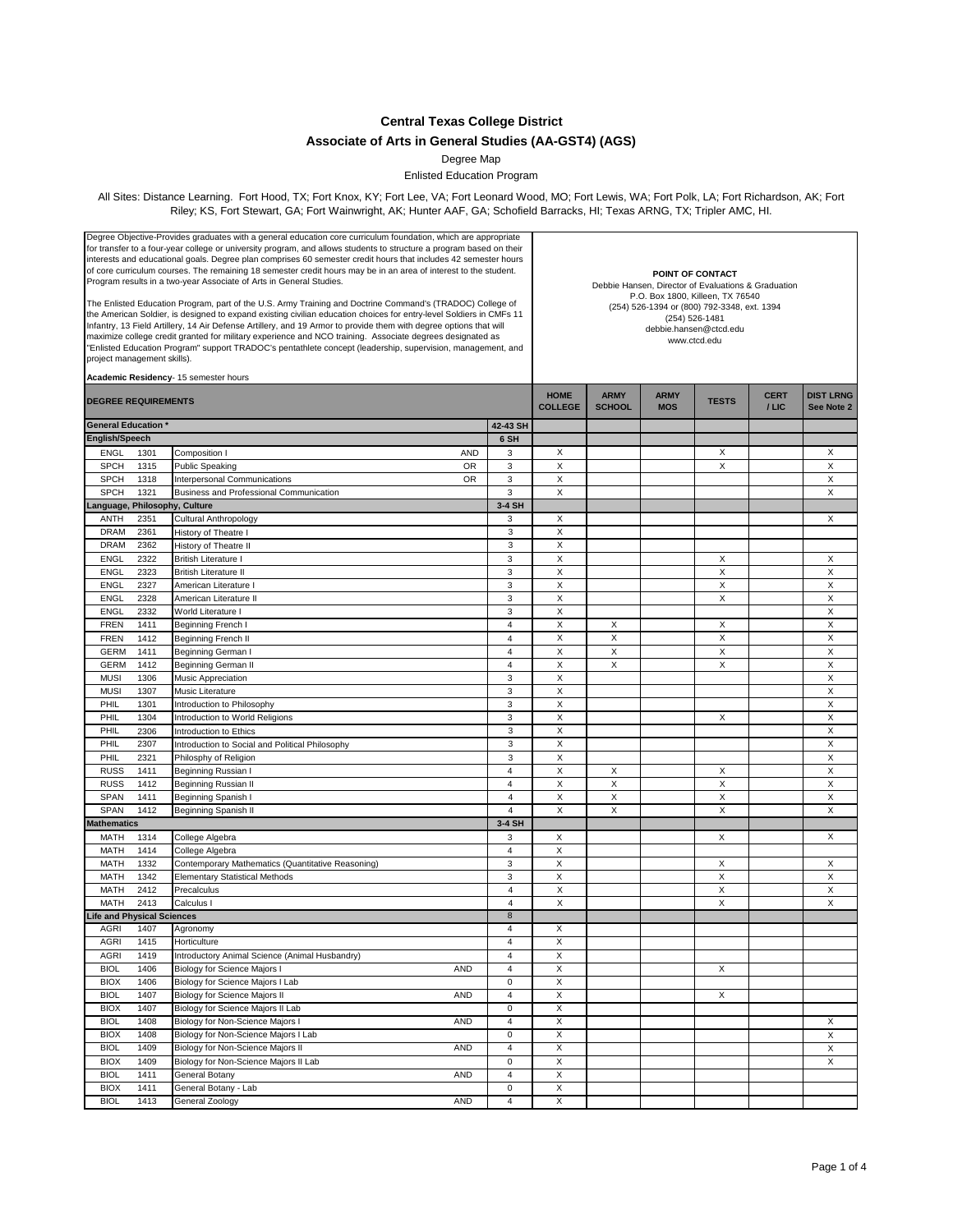# Central Texas College District

## Associate of Arts in General Studies (AA-GST4) (AGS)

Degree Map

Enlisted Education Program

All Sites: Distance Learning. Fort Hood, TX; Fort Knox, KY; Fort Lee, VA; Fort Leonard Wood, MO; Fort Lewis, WA; Fort Polk, LA; Fort Richardson, AK; Fort Riley; KS, Fort Stewart, GA; Fort Wainwright, AK; Hunter AAF, GA; Schofield Barracks, HI; Texas ARNG, TX; Tripler AMC, HI.

Degree Objective-Provides graduates with a general education core curriculum foundation, which are appropriate for transfer to a four-year college or university program, and allows students to structure a program based on their interests and educational goals. Degree plan comprises 60 semester credit hours that includes 42 semester hours of core curriculum courses. The remaining 18 semester credit hours may be in an area of interest to the student. Program results in a two-year Associate of Arts in General Studies.

The Enlisted Education Program, part of the U.S. Army Training and Doctrine Command's (TRADOC) College of the American Soldier, is designed to expand existing civilian education choices for entry-level Soldiers in CMFs 11 Infantry, 13 Field Artillery, 14 Air Defense Artillery, and 19 Armor to provide them with degree options that will maximize college credit granted for military experience and NCO training. Associate degrees designated as "Enlisted Education Program" support TRADOC's pentathlete concept (leadership, supervision, management, and project management skills).

**Academic Residency**- 15 semester hours

**POINT OF CONTACT**
Debbie Hansen, Director of Evaluations & Graduation
P.O. Box 1800, Killeen, TX 76540
(254) 526-1394 or (800) 792-3348, ext. 1394
(254) 526-1481
debbie.hansen@ctcd.edu
www.ctcd.edu

| DEGREE REQUIREMENTS | | | | | HOME COLLEGE | ARMY SCHOOL | ARMY MOS | TESTS | CERT / LIC | DIST LRNG See Note 2 |
|---|---|---|---|---|---|---|---|---|---|---|
| **General Education \*** | | | | **42-43 SH** | | | | | | |
| **English/Speech** | | | | **6 SH** | | | | | | |
| ENGL | 1301 | Composition I | AND | 3 | X | | | X | | X |
| SPCH | 1315 | Public Speaking | OR | 3 | X | | | X | | X |
| SPCH | 1318 | Interpersonal Communications | OR | 3 | X | | | | | X |
| SPCH | 1321 | Business and Professional Communication | | 3 | X | | | | | X |
| **Language, Philosophy, Culture** | | | | **3-4 SH** | | | | | | |
| ANTH | 2351 | Cultural Anthropology | | 3 | X | | | | | X |
| DRAM | 2361 | History of Theatre I | | 3 | X | | | | | |
| DRAM | 2362 | History of Theatre II | | 3 | X | | | | | |
| ENGL | 2322 | British Literature I | | 3 | X | | | X | | X |
| ENGL | 2323 | British Literature II | | 3 | X | | | X | | X |
| ENGL | 2327 | American Literature I | | 3 | X | | | X | | X |
| ENGL | 2328 | American Literature II | | 3 | X | | | X | | X |
| ENGL | 2332 | World Literature I | | 3 | X | | | | | X |
| FREN | 1411 | Beginning French I | | 4 | X | X | | X | | X |
| FREN | 1412 | Beginning French II | | 4 | X | X | | X | | X |
| GERM | 1411 | Beginning German I | | 4 | X | X | | X | | X |
| GERM | 1412 | Beginning German II | | 4 | X | X | | X | | X |
| MUSI | 1306 | Music Appreciation | | 3 | X | | | | | X |
| MUSI | 1307 | Music Literature | | 3 | X | | | | | X |
| PHIL | 1301 | Introduction to Philosophy | | 3 | X | | | | | X |
| PHIL | 1304 | Introduction to World Religions | | 3 | X | | | X | | X |
| PHIL | 2306 | Introduction to Ethics | | 3 | X | | | | | X |
| PHIL | 2307 | Introduction to Social and Political Philosophy | | 3 | X | | | | | X |
| PHIL | 2321 | Philosphy of Religion | | 3 | X | | | | | X |
| RUSS | 1411 | Beginning Russian I | | 4 | X | X | | X | | X |
| RUSS | 1412 | Beginning Russian II | | 4 | X | X | | X | | X |
| SPAN | 1411 | Beginning Spanish I | | 4 | X | X | | X | | X |
| SPAN | 1412 | Beginning Spanish II | | 4 | X | X | | X | | X |
| **Mathematics** | | | | **3-4 SH** | | | | | | |
| MATH | 1314 | College Algebra | | 3 | X | | | X | | X |
| MATH | 1414 | College Algebra | | 4 | X | | | | | |
| MATH | 1332 | Contemporary Mathematics (Quantitative Reasoning) | | 3 | X | | | X | | X |
| MATH | 1342 | Elementary Statistical Methods | | 3 | X | | | X | | X |
| MATH | 2412 | Precalculus | | 4 | X | | | X | | X |
| MATH | 2413 | Calculus I | | 4 | X | | | X | | X |
| **Life and Physical Sciences** | | | | 8 | | | | | | |
| AGRI | 1407 | Agronomy | | 4 | X | | | | | |
| AGRI | 1415 | Horticulture | | 4 | X | | | | | |
| AGRI | 1419 | Introductory Animal Science (Animal Husbandry) | | 4 | X | | | | | |
| BIOL | 1406 | Biology for Science Majors I | AND | 4 | X | | | X | | |
| BIOX | 1406 | Biology for Science Majors I Lab | | 0 | X | | | | | |
| BIOL | 1407 | Biology for Science Majors II | AND | 4 | X | | | X | | |
| BIOX | 1407 | Biology for Science Majors II Lab | | 0 | X | | | | | |
| BIOL | 1408 | Biology for Non-Science Majors I | AND | 4 | X | | | | | X |
| BIOX | 1408 | Biology for Non-Science Majors I Lab | | 0 | X | | | | | X |
| BIOL | 1409 | Biology for Non-Science Majors II | AND | 4 | X | | | | | X |
| BIOX | 1409 | Biology for Non-Science Majors II Lab | | 0 | X | | | | | X |
| BIOL | 1411 | General Botany | AND | 4 | X | | | | | |
| BIOX | 1411 | General Botany - Lab | | 0 | X | | | | | |
| BIOL | 1413 | General Zoology | AND | 4 | X | | | | | |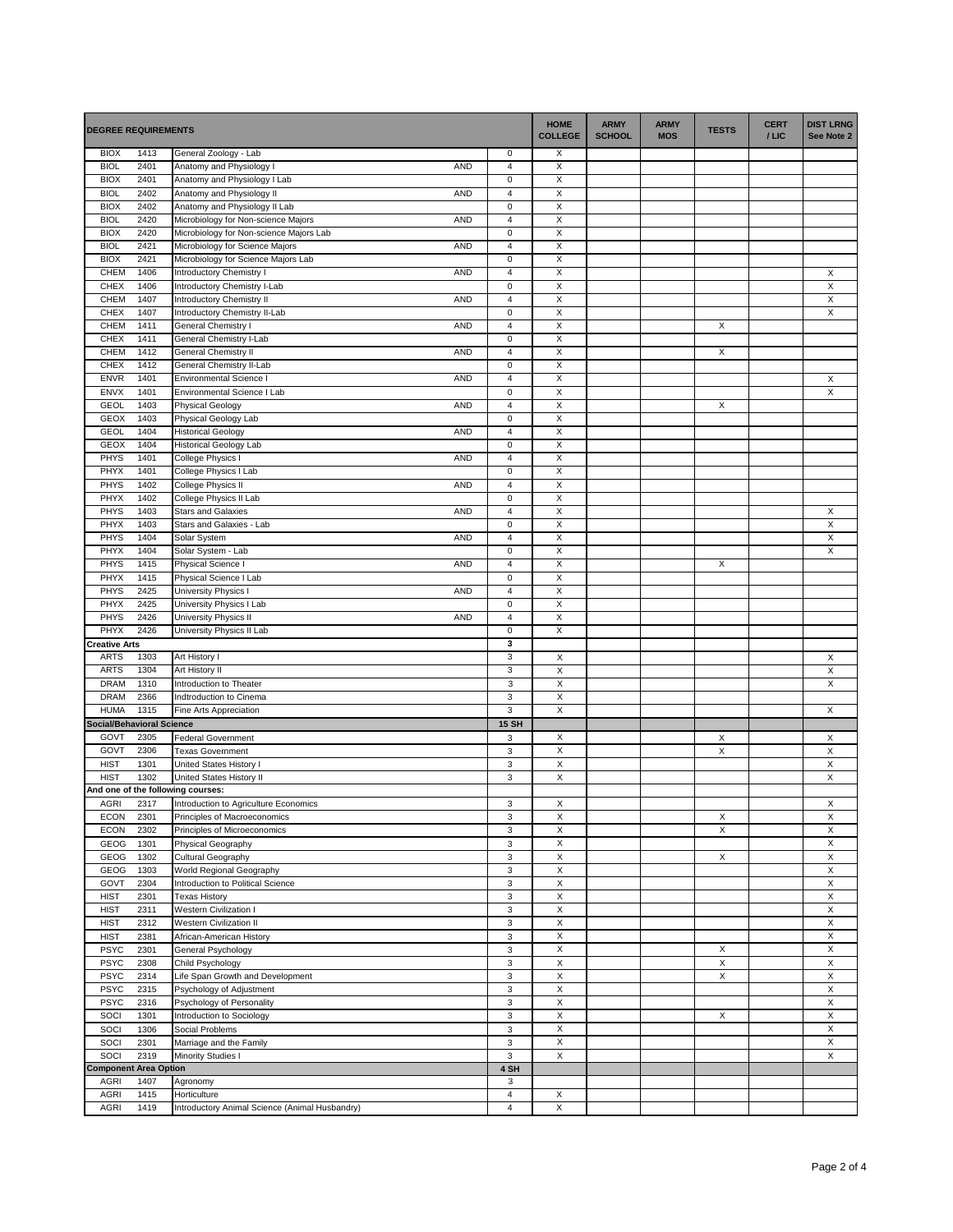| DEGREE REQUIREMENTS | | | | | HOME COLLEGE | ARMY SCHOOL | ARMY MOS | TESTS | CERT / LIC | DIST LRNG See Note 2 |
|---|---|---|---|---|---|---|---|---|---|---|
| BIOX | 1413 | General Zoology - Lab | | 0 | X | | | | | |
| BIOL | 2401 | Anatomy and Physiology I | AND | 4 | X | | | | | |
| BIOX | 2401 | Anatomy and Physiology I Lab | | 0 | X | | | | | |
| BIOL | 2402 | Anatomy and Physiology II | AND | 4 | X | | | | | |
| BIOX | 2402 | Anatomy and Physiology II Lab | | 0 | X | | | | | |
| BIOL | 2420 | Microbiology for Non-science Majors | AND | 4 | X | | | | | |
| BIOX | 2420 | Microbiology for Non-science Majors Lab | | 0 | X | | | | | |
| BIOL | 2421 | Microbiology for Science Majors | AND | 4 | X | | | | | |
| BIOX | 2421 | Microbiology for Science Majors Lab | | 0 | X | | | | | |
| CHEM | 1406 | Introductory Chemistry I | AND | 4 | X | | | | | X |
| CHEX | 1406 | Introductory Chemistry I-Lab | | 0 | X | | | | | X |
| CHEM | 1407 | Introductory Chemistry II | AND | 4 | X | | | | | X |
| CHEX | 1407 | Introductory Chemistry II-Lab | | 0 | X | | | | | X |
| CHEM | 1411 | General Chemistry I | AND | 4 | X | | | X | | |
| CHEX | 1411 | General Chemistry I-Lab | | 0 | X | | | | | |
| CHEM | 1412 | General Chemistry II | AND | 4 | X | | | X | | |
| CHEX | 1412 | General Chemistry II-Lab | | 0 | X | | | | | |
| ENVR | 1401 | Environmental Science I | AND | 4 | X | | | | | X |
| ENVX | 1401 | Environmental Science I Lab | | 0 | X | | | | | X |
| GEOL | 1403 | Physical Geology | AND | 4 | X | | | X | | |
| GEOX | 1403 | Physical Geology Lab | | 0 | X | | | | | |
| GEOL | 1404 | Historical Geology | AND | 4 | X | | | | | |
| GEOX | 1404 | Historical Geology Lab | | 0 | X | | | | | |
| PHYS | 1401 | College Physics I | AND | 4 | X | | | | | |
| PHYX | 1401 | College Physics I Lab | | 0 | X | | | | | |
| PHYS | 1402 | College Physics II | AND | 4 | X | | | | | |
| PHYX | 1402 | College Physics II Lab | | 0 | X | | | | | |
| PHYS | 1403 | Stars and Galaxies | AND | 4 | X | | | | | X |
| PHYX | 1403 | Stars and Galaxies - Lab | | 0 | X | | | | | X |
| PHYS | 1404 | Solar System | AND | 4 | X | | | | | X |
| PHYX | 1404 | Solar System - Lab | | 0 | X | | | | | X |
| PHYS | 1415 | Physical Science I | AND | 4 | X | | | X | | |
| PHYX | 1415 | Physical Science I Lab | | 0 | X | | | | | |
| PHYS | 2425 | University Physics I | AND | 4 | X | | | | | |
| PHYX | 2425 | University Physics I Lab | | 0 | X | | | | | |
| PHYS | 2426 | University Physics II | AND | 4 | X | | | | | |
| PHYX | 2426 | University Physics II Lab | | 0 | X | | | | | |
| **Creative Arts** | | | | **3** | | | | | | |
| ARTS | 1303 | Art History I | | 3 | X | | | | | X |
| ARTS | 1304 | Art History II | | 3 | X | | | | | X |
| DRAM | 1310 | Introduction to Theater | | 3 | X | | | | | X |
| DRAM | 2366 | Indtroduction to Cinema | | 3 | X | | | | | |
| HUMA | 1315 | Fine Arts Appreciation | | 3 | X | | | | | X |
| **Social/Behavioral Science** | | | | **15 SH** | | | | | | |
| GOVT | 2305 | Federal Government | | 3 | X | | | X | | X |
| GOVT | 2306 | Texas Government | | 3 | X | | | X | | X |
| HIST | 1301 | United States History I | | 3 | X | | | | | X |
| HIST | 1302 | United States History II | | 3 | X | | | | | X |
| **And one of the following courses:** | | | | | | | | | | |
| AGRI | 2317 | Introduction to Agriculture Economics | | 3 | X | | | | | X |
| ECON | 2301 | Principles of Macroeconomics | | 3 | X | | | X | | X |
| ECON | 2302 | Principles of Microeconomics | | 3 | X | | | X | | X |
| GEOG | 1301 | Physical Geography | | 3 | X | | | | | X |
| GEOG | 1302 | Cultural Geography | | 3 | X | | | X | | X |
| GEOG | 1303 | World Regional Geography | | 3 | X | | | | | X |
| GOVT | 2304 | Introduction to Political Science | | 3 | X | | | | | X |
| HIST | 2301 | Texas History | | 3 | X | | | | | X |
| HIST | 2311 | Western Civilization I | | 3 | X | | | | | X |
| HIST | 2312 | Western Civilization II | | 3 | X | | | | | X |
| HIST | 2381 | African-American History | | 3 | X | | | | | X |
| PSYC | 2301 | General Psychology | | 3 | X | | | X | | X |
| PSYC | 2308 | Child Psychology | | 3 | X | | | X | | X |
| PSYC | 2314 | Life Span Growth and Development | | 3 | X | | | X | | X |
| PSYC | 2315 | Psychology of Adjustment | | 3 | X | | | | | X |
| PSYC | 2316 | Psychology of Personality | | 3 | X | | | | | X |
| SOCI | 1301 | Introduction to Sociology | | 3 | X | | | X | | X |
| SOCI | 1306 | Social Problems | | 3 | X | | | | | X |
| SOCI | 2301 | Marriage and the Family | | 3 | X | | | | | X |
| SOCI | 2319 | Minority Studies I | | 3 | X | | | | | X |
| **Component Area Option** | | | | **4 SH** | | | | | | |
| AGRI | 1407 | Agronomy | | 3 | | | | | | |
| AGRI | 1415 | Horticulture | | 4 | X | | | | | |
| AGRI | 1419 | Introductory Animal Science (Animal Husbandry) | | 4 | X | | | | | |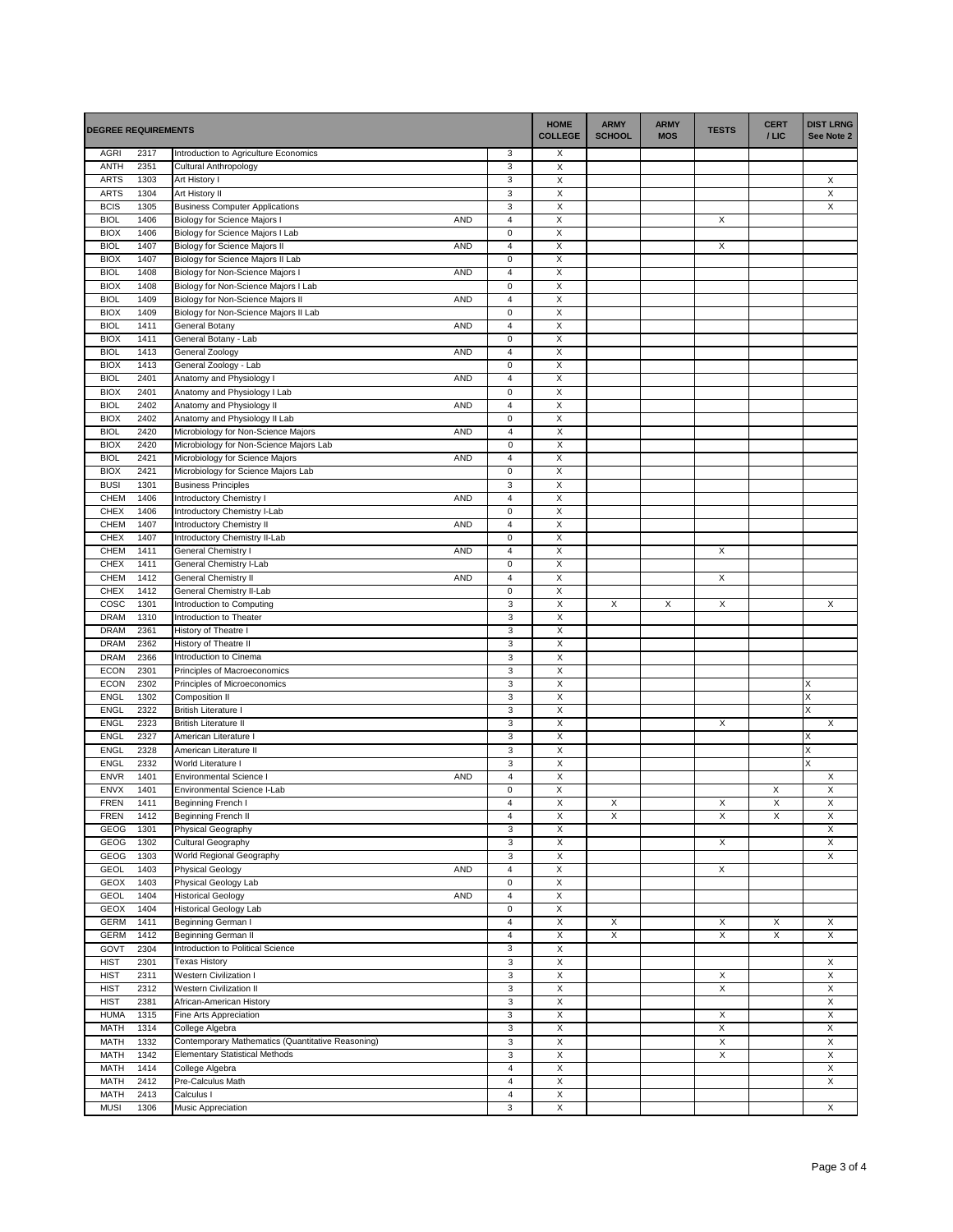| DEGREE REQUIREMENTS | | | | | HOME COLLEGE | ARMY SCHOOL | ARMY MOS | TESTS | CERT / LIC | DIST LRNG See Note 2 |
|---|---|---|---|---|---|---|---|---|---|---|
| AGRI | 2317 | Introduction to Agriculture Economics | | 3 | X | | | | | |
| ANTH | 2351 | Cultural Anthropology | | 3 | X | | | | | |
| ARTS | 1303 | Art History I | | 3 | X | | | | | X |
| ARTS | 1304 | Art History II | | 3 | X | | | | | X |
| BCIS | 1305 | Business Computer Applications | | 3 | X | | | | | X |
| BIOL | 1406 | Biology for Science Majors I | AND | 4 | X | | | X | | |
| BIOX | 1406 | Biology for Science Majors I Lab | | 0 | X | | | | | |
| BIOL | 1407 | Biology for Science Majors II | AND | 4 | X | | | X | | |
| BIOX | 1407 | Biology for Science Majors II Lab | | 0 | X | | | | | |
| BIOL | 1408 | Biology for Non-Science Majors I | AND | 4 | X | | | | | |
| BIOX | 1408 | Biology for Non-Science Majors I Lab | | 0 | X | | | | | |
| BIOL | 1409 | Biology for Non-Science Majors II | AND | 4 | X | | | | | |
| BIOX | 1409 | Biology for Non-Science Majors II Lab | | 0 | X | | | | | |
| BIOL | 1411 | General Botany | AND | 4 | X | | | | | |
| BIOX | 1411 | General Botany - Lab | | 0 | X | | | | | |
| BIOL | 1413 | General Zoology | AND | 4 | X | | | | | |
| BIOX | 1413 | General Zoology - Lab | | 0 | X | | | | | |
| BIOL | 2401 | Anatomy and Physiology I | AND | 4 | X | | | | | |
| BIOX | 2401 | Anatomy and Physiology I Lab | | 0 | X | | | | | |
| BIOL | 2402 | Anatomy and Physiology II | AND | 4 | X | | | | | |
| BIOX | 2402 | Anatomy and Physiology II Lab | | 0 | X | | | | | |
| BIOL | 2420 | Microbiology for Non-Science Majors | AND | 4 | X | | | | | |
| BIOX | 2420 | Microbiology for Non-Science Majors Lab | | 0 | X | | | | | |
| BIOL | 2421 | Microbiology for Science Majors | AND | 4 | X | | | | | |
| BIOX | 2421 | Microbiology for Science Majors Lab | | 0 | X | | | | | |
| BUSI | 1301 | Business Principles | | 3 | X | | | | | |
| CHEM | 1406 | Introductory Chemistry I | AND | 4 | X | | | | | |
| CHEX | 1406 | Introductory Chemistry I-Lab | | 0 | X | | | | | |
| CHEM | 1407 | Introductory Chemistry II | AND | 4 | X | | | | | |
| CHEX | 1407 | Introductory Chemistry II-Lab | | 0 | X | | | | | |
| CHEM | 1411 | General Chemistry I | AND | 4 | X | | | X | | |
| CHEX | 1411 | General Chemistry I-Lab | | 0 | X | | | | | |
| CHEM | 1412 | General Chemistry II | AND | 4 | X | | | X | | |
| CHEX | 1412 | General Chemistry II-Lab | | 0 | X | | | | | |
| COSC | 1301 | Introduction to Computing | | 3 | X | X | X | X | | X |
| DRAM | 1310 | Introduction to Theater | | 3 | X | | | | | |
| DRAM | 2361 | History of Theatre I | | 3 | X | | | | | |
| DRAM | 2362 | History of Theatre II | | 3 | X | | | | | |
| DRAM | 2366 | Introduction to Cinema | | 3 | X | | | | | |
| ECON | 2301 | Principles of Macroeconomics | | 3 | X | | | | | |
| ECON | 2302 | Principles of Microeconomics | | 3 | X | | | | | X |
| ENGL | 1302 | Composition II | | 3 | X | | | | | X |
| ENGL | 2322 | British Literature I | | 3 | X | | | | | X |
| ENGL | 2323 | British Literature II | | 3 | X | | | X | | X |
| ENGL | 2327 | American Literature I | | 3 | X | | | | | X |
| ENGL | 2328 | American Literature II | | 3 | X | | | | | X |
| ENGL | 2332 | World Literature I | | 3 | X | | | | | X |
| ENVR | 1401 | Environmental Science I | AND | 4 | X | | | | | X |
| ENVX | 1401 | Environmental Science I-Lab | | 0 | X | | | | X | X |
| FREN | 1411 | Beginning French I | | 4 | X | X | | X | X | X |
| FREN | 1412 | Beginning French II | | 4 | X | X | | X | X | X |
| GEOG | 1301 | Physical Geography | | 3 | X | | | | | X |
| GEOG | 1302 | Cultural Geography | | 3 | X | | | X | | X |
| GEOG | 1303 | World Regional Geography | | 3 | X | | | | | X |
| GEOL | 1403 | Physical Geology | AND | 4 | X | | | X | | |
| GEOX | 1403 | Physical Geology Lab | | 0 | X | | | | | |
| GEOL | 1404 | Historical Geology | AND | 4 | X | | | | | |
| GEOX | 1404 | Historical Geology Lab | | 0 | X | | | | | |
| GERM | 1411 | Beginning German I | | 4 | X | X | | X | X | X |
| GERM | 1412 | Beginning German II | | 4 | X | X | | X | X | X |
| GOVT | 2304 | Introduction to Political Science | | 3 | X | | | | | |
| HIST | 2301 | Texas History | | 3 | X | | | | | X |
| HIST | 2311 | Western Civilization I | | 3 | X | | | X | | X |
| HIST | 2312 | Western Civilization II | | 3 | X | | | X | | X |
| HIST | 2381 | African-American History | | 3 | X | | | | | X |
| HUMA | 1315 | Fine Arts Appreciation | | 3 | X | | | X | | X |
| MATH | 1314 | College Algebra | | 3 | X | | | X | | X |
| MATH | 1332 | Contemporary Mathematics (Quantitative Reasoning) | | 3 | X | | | X | | X |
| MATH | 1342 | Elementary Statistical Methods | | 3 | X | | | X | | X |
| MATH | 1414 | College Algebra | | 4 | X | | | | | X |
| MATH | 2412 | Pre-Calculus Math | | 4 | X | | | | | X |
| MATH | 2413 | Calculus I | | 4 | X | | | | | |
| MUSI | 1306 | Music Appreciation | | 3 | X | | | | | X |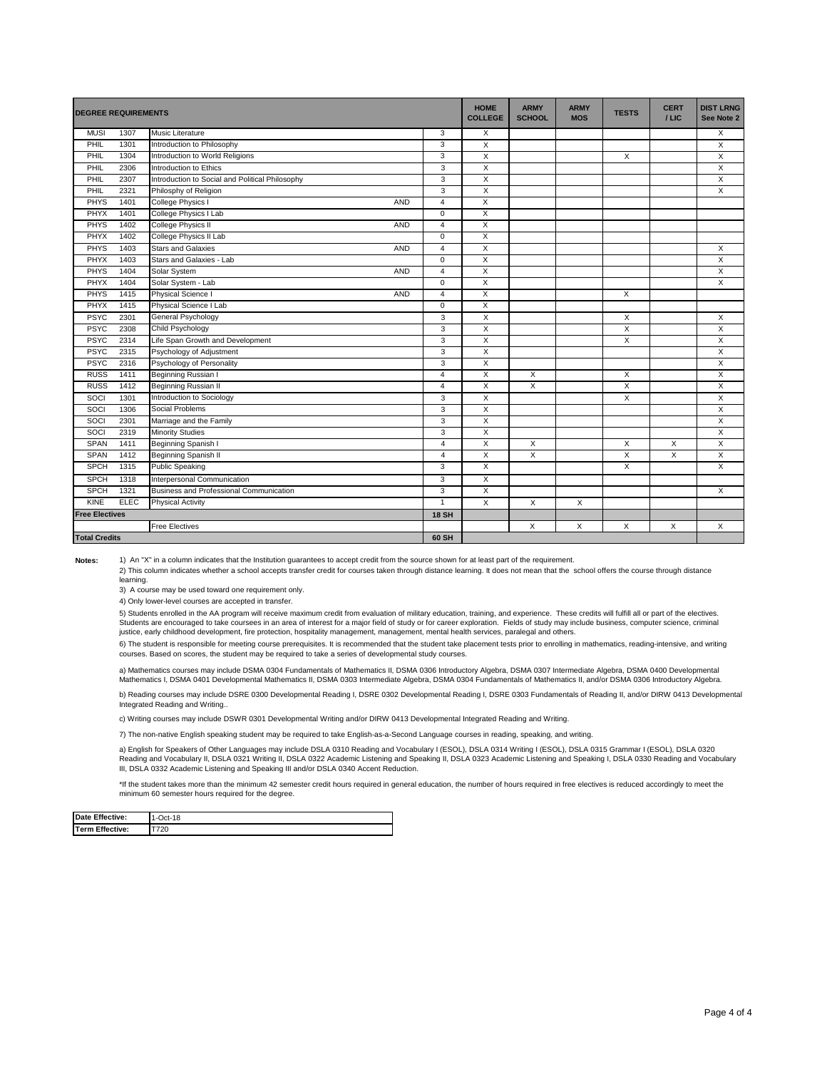| DEGREE REQUIREMENTS | | | | | HOME COLLEGE | ARMY SCHOOL | ARMY MOS | TESTS | CERT / LIC | DIST LRNG See Note 2 |
|---|---|---|---|---|---|---|---|---|---|---|
| MUSI | 1307 | Music Literature | | 3 | X | | | | | X |
| PHIL | 1301 | Introduction to Philosophy | | 3 | X | | | | | X |
| PHIL | 1304 | Introduction to World Religions | | 3 | X | | | X | | X |
| PHIL | 2306 | Introduction to Ethics | | 3 | X | | | | | X |
| PHIL | 2307 | Introduction to Social and Political Philosophy | | 3 | X | | | | | X |
| PHIL | 2321 | Philosphy of Religion | | 3 | X | | | | | X |
| PHYS | 1401 | College Physics I | AND | 4 | X | | | | | |
| PHYX | 1401 | College Physics I Lab | | 0 | X | | | | | |
| PHYS | 1402 | College Physics II | AND | 4 | X | | | | | |
| PHYX | 1402 | College Physics II Lab | | 0 | X | | | | | |
| PHYS | 1403 | Stars and Galaxies | AND | 4 | X | | | | | X |
| PHYX | 1403 | Stars and Galaxies - Lab | | 0 | X | | | | | X |
| PHYS | 1404 | Solar System | AND | 4 | X | | | | | X |
| PHYX | 1404 | Solar System - Lab | | 0 | X | | | | | X |
| PHYS | 1415 | Physical Science I | AND | 4 | X | | | X | | |
| PHYX | 1415 | Physical Science I Lab | | 0 | X | | | | | |
| PSYC | 2301 | General Psychology | | 3 | X | | | X | | X |
| PSYC | 2308 | Child Psychology | | 3 | X | | | X | | X |
| PSYC | 2314 | Life Span Growth and Development | | 3 | X | | | X | | X |
| PSYC | 2315 | Psychology of Adjustment | | 3 | X | | | | | X |
| PSYC | 2316 | Psychology of Personality | | 3 | X | | | | | X |
| RUSS | 1411 | Beginning Russian I | | 4 | X | X | | X | | X |
| RUSS | 1412 | Beginning Russian II | | 4 | X | X | | X | | X |
| SOCI | 1301 | Introduction to Sociology | | 3 | X | | | X | | X |
| SOCI | 1306 | Social Problems | | 3 | X | | | | | X |
| SOCI | 2301 | Marriage and the Family | | 3 | X | | | | | X |
| SOCI | 2319 | Minority Studies | | 3 | X | | | | | X |
| SPAN | 1411 | Beginning Spanish I | | 4 | X | X | | X | X | X |
| SPAN | 1412 | Beginning Spanish II | | 4 | X | X | | X | X | X |
| SPCH | 1315 | Public Speaking | | 3 | X | | | X | | X |
| SPCH | 1318 | Interpersonal Communication | | 3 | X | | | | | |
| SPCH | 1321 | Business and Professional Communication | | 3 | X | | | | | X |
| KINE | ELEC | Physical Activity | | 1 | X | X | X | | | |
| **Free Electives** | | | | **18 SH** | | | | | | |
| | | Free Electives | | | | X | X | X | X | X |
| **Total Credits** | | | | **60 SH** | | | | | | |

**Notes:**

1) An "X" in a column indicates that the Institution guarantees to accept credit from the source shown for at least part of the requirement.

2) This column indicates whether a school accepts transfer credit for courses taken through distance learning. It does not mean that the school offers the course through distance learning.

3) A course may be used toward one requirement only.

4) Only lower-level courses are accepted in transfer.

5) Students enrolled in the AA program will receive maximum credit from evaluation of military education, training, and experience. These credits will fulfill all or part of the electives. Students are encouraged to take coursees in an area of interest for a major field of study or for career exploration. Fields of study may include business, computer science, criminal justice, early childhood development, fire protection, hospitality management, management, mental health services, paralegal and others.

6) The student is responsible for meeting course prerequisites. It is recommended that the student take placement tests prior to enrolling in mathematics, reading-intensive, and writing courses. Based on scores, the student may be required to take a series of developmental study courses.

a) Mathematics courses may include DSMA 0304 Fundamentals of Mathematics II, DSMA 0306 Introductory Algebra, DSMA 0307 Intermediate Algebra, DSMA 0400 Developmental Mathematics I, DSMA 0401 Developmental Mathematics II, DSMA 0303 Intermediate Algebra, DSMA 0304 Fundamentals of Mathematics II, and/or DSMA 0306 Introductory Algebra.

b) Reading courses may include DSRE 0300 Developmental Reading I, DSRE 0302 Developmental Reading I, DSRE 0303 Fundamentals of Reading II, and/or DIRW 0413 Developmental Integrated Reading and Writing..

c) Writing courses may include DSWR 0301 Developmental Writing and/or DIRW 0413 Developmental Integrated Reading and Writing.

7) The non-native English speaking student may be required to take English-as-a-Second Language courses in reading, speaking, and writing.

a) English for Speakers of Other Languages may include DSLA 0310 Reading and Vocabulary I (ESOL), DSLA 0314 Writing I (ESOL), DSLA 0315 Grammar I (ESOL), DSLA 0320 Reading and Vocabulary II, DSLA 0321 Writing II, DSLA 0322 Academic Listening and Speaking II, DSLA 0323 Academic Listening and Speaking I, DSLA 0330 Reading and Vocabulary III, DSLA 0332 Academic Listening and Speaking III and/or DSLA 0340 Accent Reduction.

*If the student takes more than the minimum 42 semester credit hours required in general education, the number of hours required in free electives is reduced accordingly to meet the minimum 60 semester hours required for the degree.

| | |
|---|---|
| **Date Effective:** | 1-Oct-18 |
| **Term Effective:** | T720 |